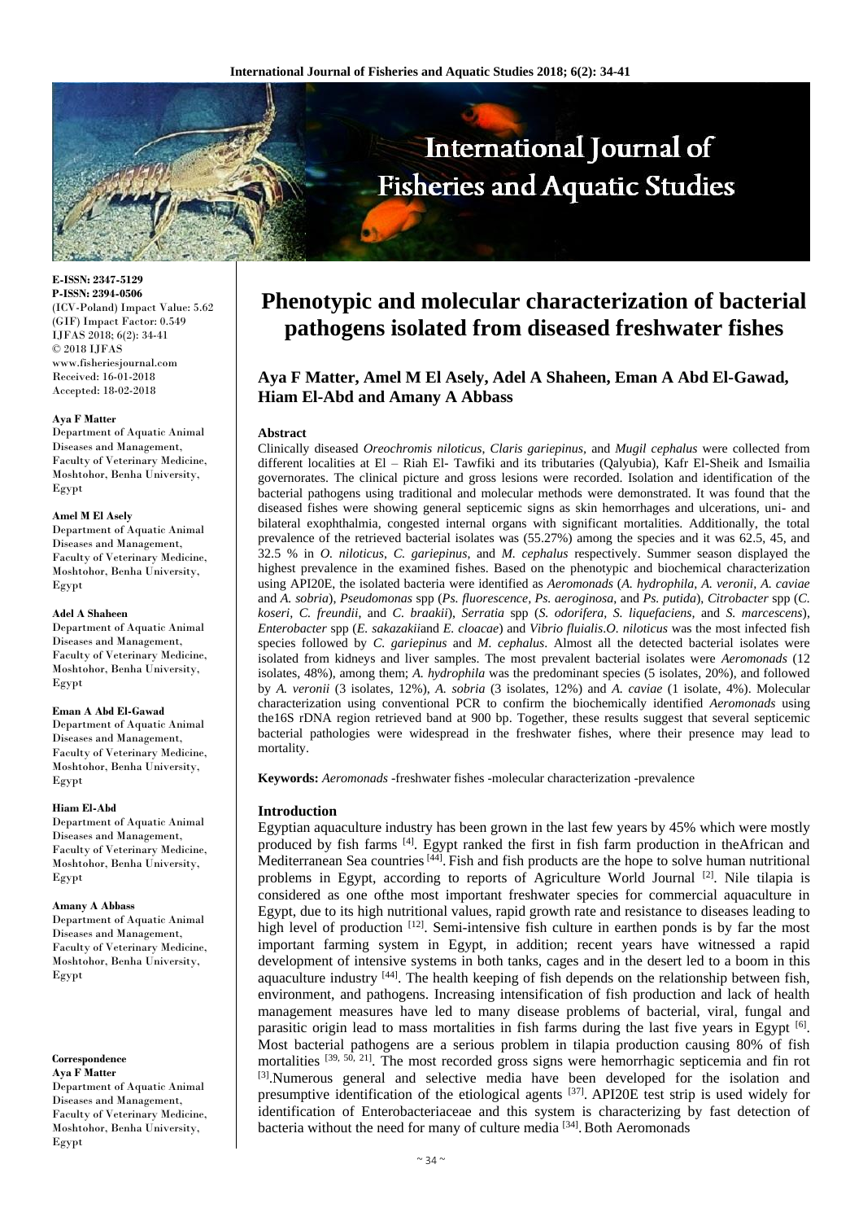# Phenotypic and molecular characterization of bacterial pathogens isolated from diseased freshwater fishes

**Aya F Matter, Amel M El Asely, Adel A Shaheen, Eman A Abd El-Gawad, Hiam El-Abd and Amany A Abbass**

E-ISSN: 2347-5129
P-ISSN: 2394-0506
(ICV-Poland) Impact Value: 5.62
(GIF) Impact Factor: 0.549
IJFAS 2018; 6(2): 34-41
© 2018 IJFAS
www.fisheriesjournal.com
Received: 16-01-2018
Accepted: 18-02-2018

**Aya F Matter**
Department of Aquatic Animal Diseases and Management, Faculty of Veterinary Medicine, Moshtohor, Benha University, Egypt

**Amel M El Asely**
Department of Aquatic Animal Diseases and Management, Faculty of Veterinary Medicine, Moshtohor, Benha University, Egypt

**Adel A Shaheen**
Department of Aquatic Animal Diseases and Management, Faculty of Veterinary Medicine, Moshtohor, Benha University, Egypt

**Eman A Abd El-Gawad**
Department of Aquatic Animal Diseases and Management, Faculty of Veterinary Medicine, Moshtohor, Benha University, Egypt

**Hiam El-Abd**
Department of Aquatic Animal Diseases and Management, Faculty of Veterinary Medicine, Moshtohor, Benha University, Egypt

**Amany A Abbass**
Department of Aquatic Animal Diseases and Management, Faculty of Veterinary Medicine, Moshtohor, Benha University, Egypt

**Correspondence**
**Aya F Matter**
Department of Aquatic Animal Diseases and Management, Faculty of Veterinary Medicine, Moshtohor, Benha University, Egypt

### Abstract

Clinically diseased *Oreochromis niloticus*, *Claris gariepinus*, and *Mugil cephalus* were collected from different localities at El – Riah El- Tawfiki and its tributaries (Qalyubia), Kafr El-Sheik and Ismailia governorates. The clinical picture and gross lesions were recorded. Isolation and identification of the bacterial pathogens using traditional and molecular methods were demonstrated. It was found that the diseased fishes were showing general septicemic signs as skin hemorrhages and ulcerations, uni- and bilateral exophthalmia, congested internal organs with significant mortalities. Additionally, the total prevalence of the retrieved bacterial isolates was (55.27%) among the species and it was 62.5, 45, and 32.5 % in *O. niloticus*, *C. gariepinus*, and *M. cephalus* respectively. Summer season displayed the highest prevalence in the examined fishes. Based on the phenotypic and biochemical characterization using API20E, the isolated bacteria were identified as *Aeromonads* (*A. hydrophila, A. veronii, A. caviae* and *A. sobria*), *Pseudomonas* spp (*Ps. fluorescence, Ps. aeroginosa*, and *Ps. putida*), *Citrobacter* spp (*C. koseri, C. freundii*, and *C. braakii*), *Serratia* spp (*S. odorifera, S. liquefaciens*, and *S. marcescens*), *Enterobacter* spp (*E. sakazakii*and *E. cloacae*) and *Vibrio fluialis*.*O. niloticus* was the most infected fish species followed by *C. gariepinus* and *M. cephalus*. Almost all the detected bacterial isolates were isolated from kidneys and liver samples. The most prevalent bacterial isolates were *Aeromonads* (12 isolates, 48%), among them; *A. hydrophila* was the predominant species (5 isolates, 20%), and followed by *A. veronii* (3 isolates, 12%), *A. sobria* (3 isolates, 12%) and *A. caviae* (1 isolate, 4%). Molecular characterization using conventional PCR to confirm the biochemically identified *Aeromonads* using the16S rDNA region retrieved band at 900 bp. Together, these results suggest that several septicemic bacterial pathologies were widespread in the freshwater fishes, where their presence may lead to mortality.

**Keywords:** *Aeromonads* -freshwater fishes -molecular characterization -prevalence

### Introduction

Egyptian aquaculture industry has been grown in the last few years by 45% which were mostly produced by fish farms [4]. Egypt ranked the first in fish farm production in theAfrican and Mediterranean Sea countries [44]. Fish and fish products are the hope to solve human nutritional problems in Egypt, according to reports of Agriculture World Journal [2]. Nile tilapia is considered as one ofthe most important freshwater species for commercial aquaculture in Egypt, due to its high nutritional values, rapid growth rate and resistance to diseases leading to high level of production [12]. Semi-intensive fish culture in earthen ponds is by far the most important farming system in Egypt, in addition; recent years have witnessed a rapid development of intensive systems in both tanks, cages and in the desert led to a boom in this aquaculture industry [44]. The health keeping of fish depends on the relationship between fish, environment, and pathogens. Increasing intensification of fish production and lack of health management measures have led to many disease problems of bacterial, viral, fungal and parasitic origin lead to mass mortalities in fish farms during the last five years in Egypt [6]. Most bacterial pathogens are a serious problem in tilapia production causing 80% of fish mortalities [39, 50, 21]. The most recorded gross signs were hemorrhagic septicemia and fin rot [3].Numerous general and selective media have been developed for the isolation and presumptive identification of the etiological agents [37]. API20E test strip is used widely for identification of Enterobacteriaceae and this system is characterizing by fast detection of bacteria without the need for many of culture media [34]. Both Aeromonads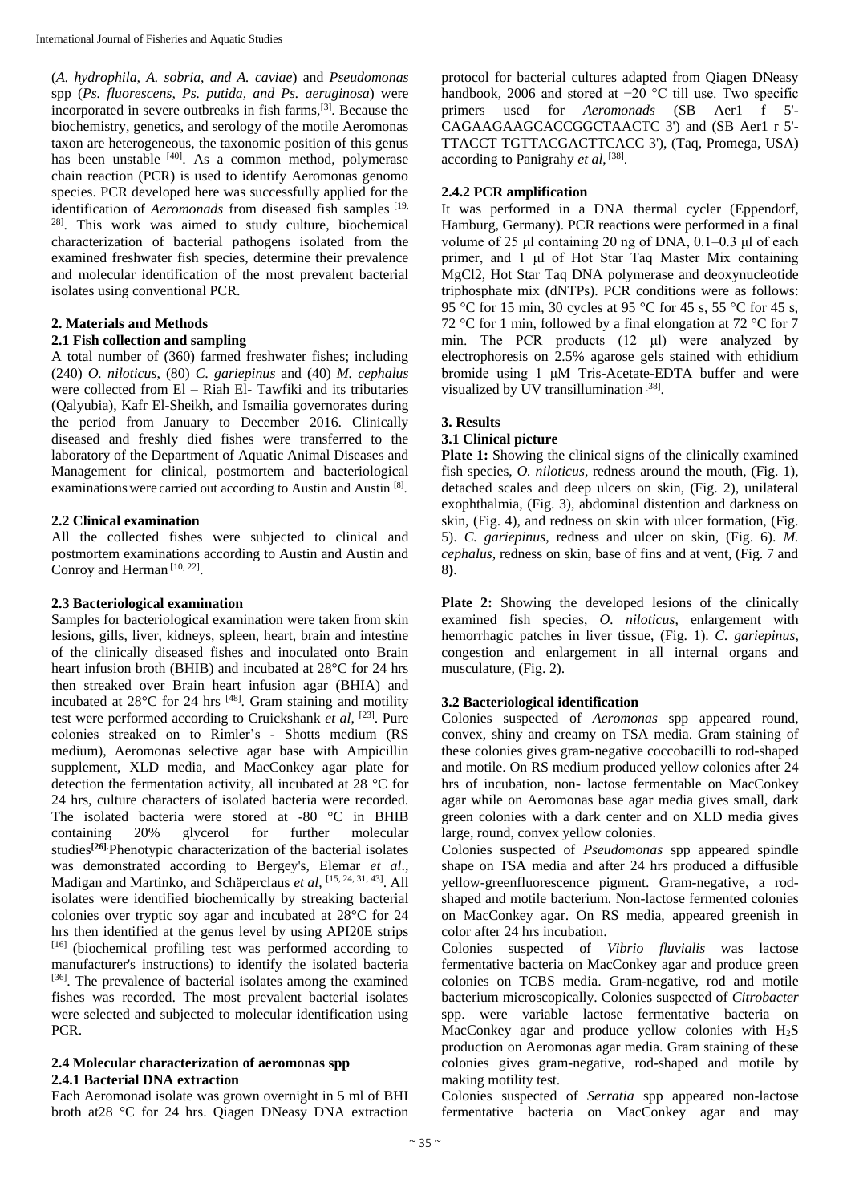(*A. hydrophila, A. sobria, and A. caviae*) and *Pseudomonas* spp (*Ps. fluorescens, Ps. putida, and Ps. aeruginosa*) were incorporated in severe outbreaks in fish farms,[3]. Because the biochemistry, genetics, and serology of the motile Aeromonas taxon are heterogeneous, the taxonomic position of this genus has been unstable [40]. As a common method, polymerase chain reaction (PCR) is used to identify Aeromonas genomo species. PCR developed here was successfully applied for the identification of *Aeromonads* from diseased fish samples [19, 28]. This work was aimed to study culture, biochemical characterization of bacterial pathogens isolated from the examined freshwater fish species, determine their prevalence and molecular identification of the most prevalent bacterial isolates using conventional PCR.

## 2. Materials and Methods

### 2.1 Fish collection and sampling

A total number of (360) farmed freshwater fishes; including (240) *O. niloticus*, (80) *C. gariepinus* and (40) *M. cephalus* were collected from El – Riah El- Tawfiki and its tributaries (Qalyubia), Kafr El-Sheikh, and Ismailia governorates during the period from January to December 2016. Clinically diseased and freshly died fishes were transferred to the laboratory of the Department of Aquatic Animal Diseases and Management for clinical, postmortem and bacteriological examinations were carried out according to Austin and Austin [8].

### 2.2 Clinical examination

All the collected fishes were subjected to clinical and postmortem examinations according to Austin and Austin and Conroy and Herman [10, 22].

### 2.3 Bacteriological examination

Samples for bacteriological examination were taken from skin lesions, gills, liver, kidneys, spleen, heart, brain and intestine of the clinically diseased fishes and inoculated onto Brain heart infusion broth (BHIB) and incubated at 28°C for 24 hrs then streaked over Brain heart infusion agar (BHIA) and incubated at 28°C for 24 hrs [48]. Gram staining and motility test were performed according to Cruickshank *et al*, [23]. Pure colonies streaked on to Rimler's - Shotts medium (RS medium), Aeromonas selective agar base with Ampicillin supplement, XLD media, and MacConkey agar plate for detection the fermentation activity, all incubated at 28 °C for 24 hrs, culture characters of isolated bacteria were recorded. The isolated bacteria were stored at -80 °C in BHIB containing 20% glycerol for further molecular studies[26]. Phenotypic characterization of the bacterial isolates was demonstrated according to Bergey's, Elemar *et al*., Madigan and Martinko, and Schäperclaus *et al*, [15, 24, 31, 43]. All isolates were identified biochemically by streaking bacterial colonies over tryptic soy agar and incubated at 28°C for 24 hrs then identified at the genus level by using API20E strips [16] (biochemical profiling test was performed according to manufacturer's instructions) to identify the isolated bacteria [36]. The prevalence of bacterial isolates among the examined fishes was recorded. The most prevalent bacterial isolates were selected and subjected to molecular identification using PCR.

### 2.4 Molecular characterization of aeromonas spp

#### 2.4.1 Bacterial DNA extraction

Each Aeromonad isolate was grown overnight in 5 ml of BHI broth at28 °C for 24 hrs. Qiagen DNeasy DNA extraction protocol for bacterial cultures adapted from Qiagen DNeasy handbook, 2006 and stored at −20 °C till use. Two specific primers used for *Aeromonads* (SB Aer1 f 5'-CAGAAGAAGCACCGGCTAACTC 3') and (SB Aer1 r 5'-TTACCT TGTTACGACTTCACC 3'), (Taq, Promega, USA) according to Panigrahy *et al*, [38].

#### 2.4.2 PCR amplification

It was performed in a DNA thermal cycler (Eppendorf, Hamburg, Germany). PCR reactions were performed in a final volume of 25 μl containing 20 ng of DNA, 0.1–0.3 μl of each primer, and 1 μl of Hot Star Taq Master Mix containing MgCl2, Hot Star Taq DNA polymerase and deoxynucleotide triphosphate mix (dNTPs). PCR conditions were as follows: 95 °C for 15 min, 30 cycles at 95 °C for 45 s, 55 °C for 45 s, 72 °C for 1 min, followed by a final elongation at 72 °C for 7 min. The PCR products (12 μl) were analyzed by electrophoresis on 2.5% agarose gels stained with ethidium bromide using 1 μM Tris-Acetate-EDTA buffer and were visualized by UV transillumination [38].

## 3. Results

### 3.1 Clinical picture

**Plate 1:** Showing the clinical signs of the clinically examined fish species, *O. niloticus*, redness around the mouth, (Fig. 1), detached scales and deep ulcers on skin, (Fig. 2), unilateral exophthalmia, (Fig. 3), abdominal distention and darkness on skin, (Fig. 4), and redness on skin with ulcer formation, (Fig. 5). *C. gariepinus*, redness and ulcer on skin, (Fig. 6). *M. cephalus*, redness on skin, base of fins and at vent, (Fig. 7 and 8**)**.

**Plate 2:** Showing the developed lesions of the clinically examined fish species, *O. niloticus*, enlargement with hemorrhagic patches in liver tissue, (Fig. 1). *C. gariepinus*, congestion and enlargement in all internal organs and musculature, (Fig. 2).

### 3.2 Bacteriological identification

Colonies suspected of *Aeromonas* spp appeared round, convex, shiny and creamy on TSA media. Gram staining of these colonies gives gram-negative coccobacilli to rod-shaped and motile. On RS medium produced yellow colonies after 24 hrs of incubation, non- lactose fermentable on MacConkey agar while on Aeromonas base agar media gives small, dark green colonies with a dark center and on XLD media gives large, round, convex yellow colonies.

Colonies suspected of *Pseudomonas* spp appeared spindle shape on TSA media and after 24 hrs produced a diffusible yellow-greenfluorescence pigment. Gram-negative, a rod-shaped and motile bacterium. Non-lactose fermented colonies on MacConkey agar. On RS media, appeared greenish in color after 24 hrs incubation.

Colonies suspected of *Vibrio fluvialis* was lactose fermentative bacteria on MacConkey agar and produce green colonies on TCBS media. Gram-negative, rod and motile bacterium microscopically. Colonies suspected of *Citrobacter* spp. were variable lactose fermentative bacteria on MacConkey agar and produce yellow colonies with $H_2S$ production on Aeromonas agar media. Gram staining of these colonies gives gram-negative, rod-shaped and motile by making motility test.

Colonies suspected of *Serratia* spp appeared non-lactose fermentative bacteria on MacConkey agar and may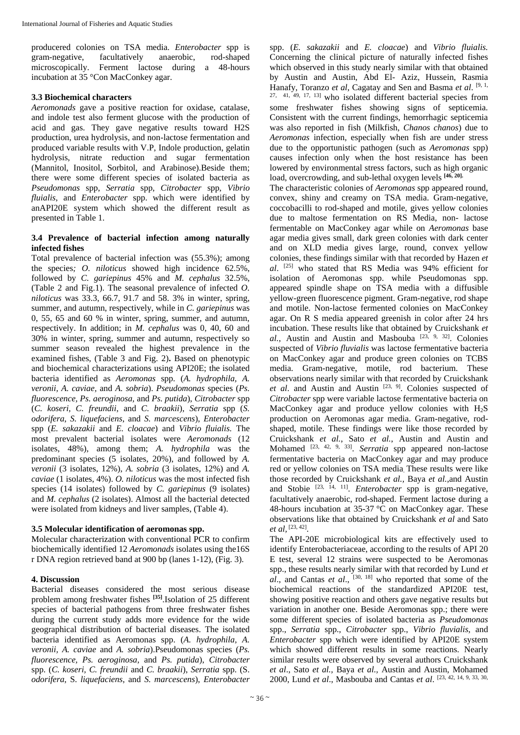producered colonies on TSA media. *Enterobacter* spp is gram-negative, facultatively anaerobic, rod-shaped microscopically. Ferment lactose during a 48-hours incubation at 35 °Con MacConkey agar.

### 3.3 Biochemical characters

*Aeromonads* gave a positive reaction for oxidase, catalase, and indole test also ferment glucose with the production of acid and gas. They gave negative results toward H2S production, urea hydrolysis, and non-lactose fermentation and produced variable results with V.P, Indole production, gelatin hydrolysis, nitrate reduction and sugar fermentation (Mannitol, Inositol, Sorbitol, and Arabinose).Beside them; there were some different species of isolated bacteria as *Pseudomonas* spp, *Serratia* spp, *Citrobacter* spp, *Vibrio fluialis*, and *Enterobacter* spp. which were identified by anAPI20E system which showed the different result as presented in Table 1.

### 3.4 Prevalence of bacterial infection among naturally infected fishes

Total prevalence of bacterial infection was (55.3%); among the species*; O. niloticus* showed high incidence 62.5%, followed by *C. gariepinus* 45% and *M. cephalus* 32.5%, (Table 2 and Fig.1). The seasonal prevalence of infected *O. niloticus* was 33.3, 66.7, 91.7 and 58. 3% in winter, spring, summer, and autumn, respectively, while in *C. gariepinus* was 0, 55, 65 and 60 % in winter, spring, summer, and autumn, respectively. In addition; in *M. cephalus* was 0, 40, 60 and 30% in winter, spring, summer and autumn, respectively so summer season revealed the highest prevalence in the examined fishes, (Table 3 and Fig. 2)**.** Based on phenotypic and biochemical characterizations using API20E; the isolated bacteria identified as *Aeromonas* spp. (*A. hydrophila*, *A. veronii*, *A. caviae*, and *A. sobria*). *Pseudomonas* species (*Ps. fluorescence*, *Ps. aeroginosa*, and *Ps. putida*), *Citrobacter* spp (*C. koseri*, *C. freundii*, and *C. braakii*), *Serratia* spp (*S. odorifera*, *S. liquefaciens*, and *S. marcescens*), *Enterobacter* spp (*E. sakazakii* and *E. cloacae*) and *Vibrio fluialis*. The most prevalent bacterial isolates were *Aeromonads* (12 isolates, 48%), among them; *A. hydrophila* was the predominant species (5 isolates, 20%), and followed by *A. veronii* (3 isolates, 12%), *A. sobria* (3 isolates, 12%) and *A. caviae* (1 isolates, 4%). *O. niloticus* was the most infected fish species (14 isolates) followed by *C. gariepinus* (9 isolates) and *M. cephalus* (2 isolates). Almost all the bacterial detected were isolated from kidneys and liver samples, (Table 4).

### 3.5 Molecular identification of aeromonas spp.

Molecular characterization with conventional PCR to confirm biochemically identified 12 *Aeromonads* isolates using the16S r DNA region retrieved band at 900 bp (lanes 1-12), (Fig. 3).

## 4. Discussion

Bacterial diseases considered the most serious disease problem among freshwater fishes **[35]**.Isolation of 25 different species of bacterial pathogens from three freshwater fishes during the current study adds more evidence for the wide geographical distribution of bacterial diseases. The isolated bacteria identified as Aeromonas spp. (*A. hydrophila*, *A. veronii, A. caviae* and *A. sobria*).Pseudomonas species (*Ps. fluorescence*, *Ps. aeroginosa*, and *Ps. putida*), *Citrobacter* spp. (*C. koseri*, *C. freundii* and *C. braakii*), *Serratia* spp. (S. *odorifera*, S. *liquefaciens*, and *S. marcescens*), *Enterobacter* spp. (*E. sakazakii* and *E. cloacae*) and *Vibrio fluialis.* Concerning the clinical picture of naturally infected fishes which observed in this study nearly similar with that obtained by Austin and Austin, Abd El- Aziz, Hussein, Rasmia Hanafy, Toranzo *et al*, Cagatay and Sen and Basma *et al*. [9, 1, 27, 41, 49, 17, 13] who isolated different bacterial species from some freshwater fishes showing signs of septicemia. Consistent with the current findings, hemorrhagic septicemia was also reported in fish (Milkfish, *Chanos chanos*) due to *Aeromonas* infection, especially when fish are under stress due to the opportunistic pathogen (such as *Aeromonas* spp) causes infection only when the host resistance has been lowered by environmental stress factors, such as high organic load, overcrowding, and sub-lethal oxygen levels **[46, 20].**

The characteristic colonies of *Aeromonas* spp appeared round, convex, shiny and creamy on TSA media. Gram-negative, coccobacilli to rod-shaped and motile, gives yellow colonies due to maltose fermentation on RS Media, non- lactose fermentable on MacConkey agar while on *Aeromonas* base agar media gives small, dark green colonies with dark center and on XLD media gives large, round, convex yellow colonies, these findings similar with that recorded by Hazen *et al*. [25] who stated that RS Media was 94% efficient for isolation of Aeromonas spp. while Pseudomonas spp. appeared spindle shape on TSA media with a diffusible yellow-green fluorescence pigment. Gram-negative, rod shape and motile. Non-lactose fermented colonies on MacConkey agar. On R S media appeared greenish in color after 24 hrs incubation. These results like that obtained by Cruickshank *et al.*, Austin and Austin and Masbouba [23, 9, 32]. Colonies suspected of *Vibrio fluvialis* was lactose fermentative bacteria on MacConkey agar and produce green colonies on TCBS media. Gram-negative, motile, rod bacterium. These observations nearly similar with that recorded by Cruickshank *et al*. and Austin and Austin [23, 9]. Colonies suspected of *Citrobacter* spp were variable lactose fermentative bacteria on MacConkey agar and produce yellow colonies with $H_2S$ production on Aeromonas agar media. Gram-negative, rod-shaped, motile. These findings were like those recorded by Cruickshank *et al.*, Sato *et al.*, Austin and Austin and Mohamed [23, 42, 9, 33]. *Serratia* spp appeared non-lactose fermentative bacteria on MacConkey agar and may produce red or yellow colonies on TSA media. These results were like those recorded by Cruickshank *et al.,* Baya *et al.,*and Austin and Stobie [23, 14, 11]. *Enterobacter* spp is gram-negative, facultatively anaerobic, rod-shaped. Ferment lactose during a 48-hours incubation at 35-37 °C on MacConkey agar. These observations like that obtained by Cruickshank *et al* and Sato *et al,* [23, 42].

The API-20E microbiological kits are effectively used to identify Enterobacteriaceae, according to the results of API 20 E test, several 12 strains were suspected to be Aeromonas spp., these results nearly similar with that recorded by Lund *et al*., and Cantas *et al*., [30, 18] who reported that some of the biochemical reactions of the standardized API20E test, showing positive reaction and others gave negative results but variation in another one. Beside Aeromonas spp.; there were some different species of isolated bacteria as *Pseudomonas* spp., *Serratia* spp., *Citrobacter* spp., *Vibrio fluvialis*, and *Enterobacter* spp which were identified by API20E system which showed different results in some reactions. Nearly similar results were observed by several authors Cruickshank *et al*., Sato *et al.*, Baya *et al.*, Austin and Austin, Mohamed 2000, Lund *et al*., Masbouba and Cantas *et al*. [23, 42, 14, 9, 33, 30,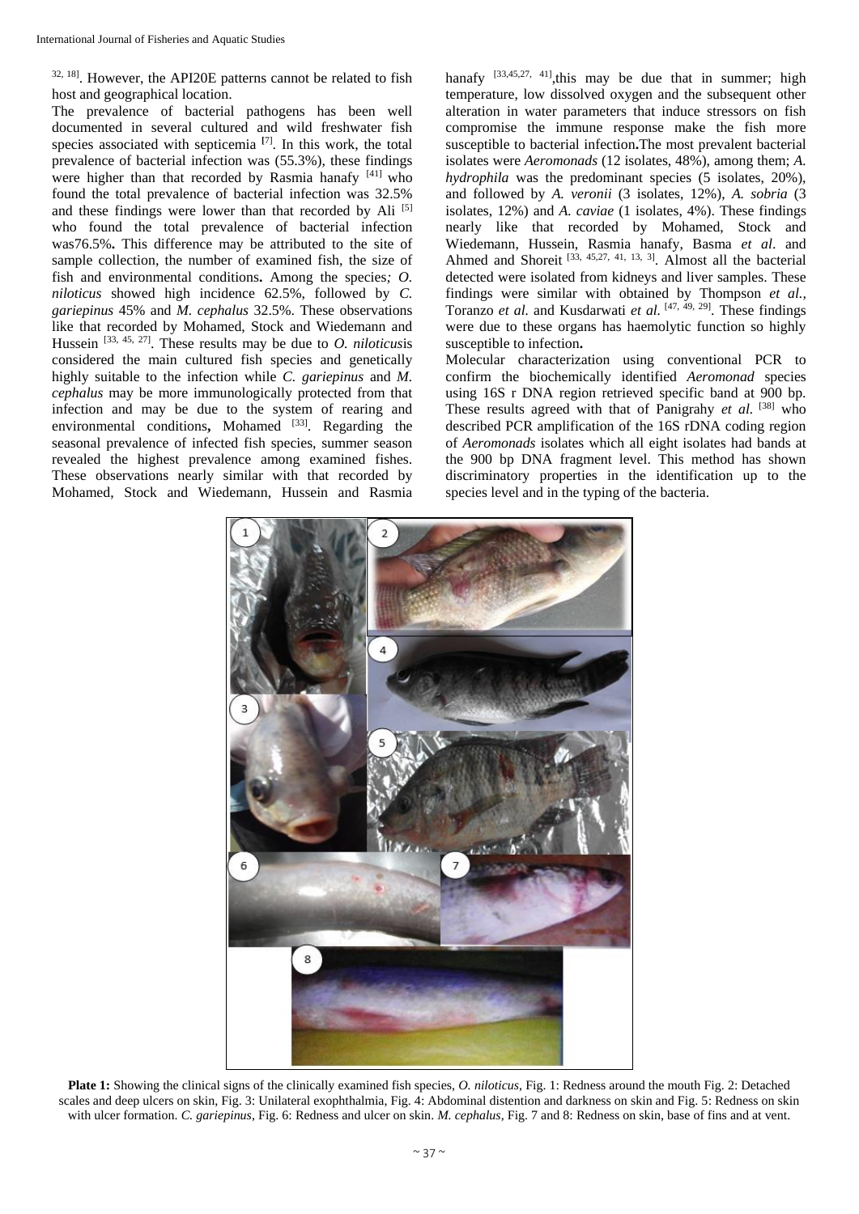[32, 18]. However, the API20E patterns cannot be related to fish host and geographical location.

The prevalence of bacterial pathogens has been well documented in several cultured and wild freshwater fish species associated with septicemia [7]. In this work, the total prevalence of bacterial infection was (55.3%), these findings were higher than that recorded by Rasmia hanafy [41] who found the total prevalence of bacterial infection was 32.5% and these findings were lower than that recorded by Ali [5] who found the total prevalence of bacterial infection was76.5%**.** This difference may be attributed to the site of sample collection, the number of examined fish, the size of fish and environmental conditions**.** Among the species*; O. niloticus* showed high incidence 62.5%, followed by *C. gariepinus* 45% and *M. cephalus* 32.5%. These observations like that recorded by Mohamed, Stock and Wiedemann and Hussein [33, 45, 27]. These results may be due to *O. niloticus*is considered the main cultured fish species and genetically highly suitable to the infection while *C. gariepinus* and *M. cephalus* may be more immunologically protected from that infection and may be due to the system of rearing and environmental conditions**,** Mohamed [33]. Regarding the seasonal prevalence of infected fish species, summer season revealed the highest prevalence among examined fishes. These observations nearly similar with that recorded by Mohamed, Stock and Wiedemann, Hussein and Rasmia hanafy [33,45,27, 41],this may be due that in summer; high temperature, low dissolved oxygen and the subsequent other alteration in water parameters that induce stressors on fish compromise the immune response make the fish more susceptible to bacterial infection**.**The most prevalent bacterial isolates were *Aeromonads* (12 isolates, 48%), among them; *A. hydrophila* was the predominant species (5 isolates, 20%), and followed by *A. veronii* (3 isolates, 12%), *A. sobria* (3 isolates, 12%) and *A. caviae* (1 isolates, 4%). These findings nearly like that recorded by Mohamed, Stock and Wiedemann, Hussein, Rasmia hanafy, Basma *et al*. and Ahmed and Shoreit [33, 45,27, 41, 13, 3]. Almost all the bacterial detected were isolated from kidneys and liver samples. These findings were similar with obtained by Thompson *et al.*, Toranzo *et al.* and Kusdarwati *et al.* [47, 49, 29]. These findings were due to these organs has haemolytic function so highly susceptible to infection**.**

Molecular characterization using conventional PCR to confirm the biochemically identified *Aeromonad* species using 16S r DNA region retrieved specific band at 900 bp. These results agreed with that of Panigrahy *et al.* [38] who described PCR amplification of the 16S rDNA coding region of *Aeromonads* isolates which all eight isolates had bands at the 900 bp DNA fragment level. This method has shown discriminatory properties in the identification up to the species level and in the typing of the bacteria.

**Plate 1:** Showing the clinical signs of the clinically examined fish species, *O. niloticus*, Fig. 1: Redness around the mouth Fig. 2: Detached scales and deep ulcers on skin, Fig. 3: Unilateral exophthalmia, Fig. 4: Abdominal distention and darkness on skin and Fig. 5: Redness on skin with ulcer formation. *C. gariepinus*, Fig. 6: Redness and ulcer on skin. *M. cephalus*, Fig. 7 and 8: Redness on skin, base of fins and at vent.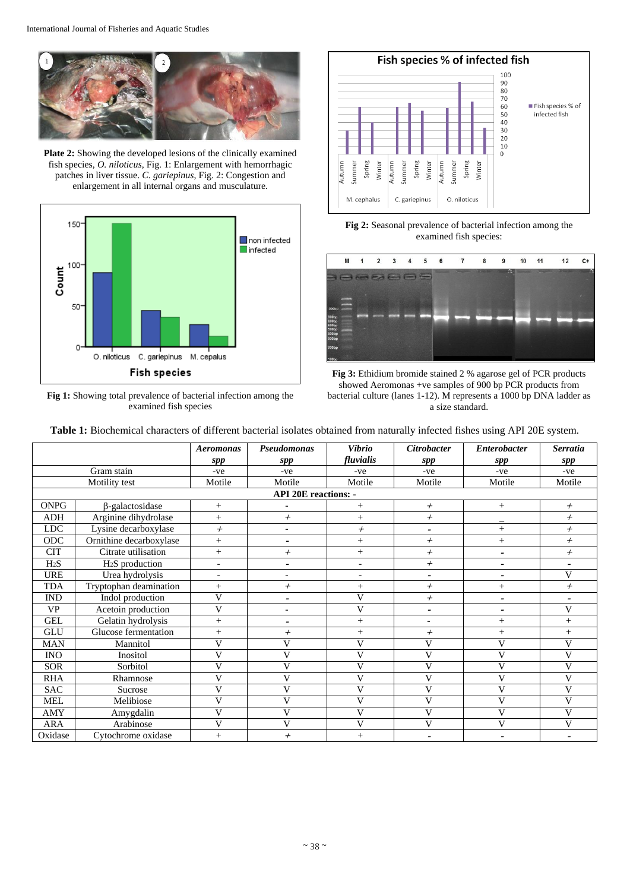**Plate 2:** Showing the developed lesions of the clinically examined fish species, *O. niloticus*, Fig. 1: Enlargement with hemorrhagic patches in liver tissue. *C. gariepinus*, Fig. 2: Congestion and enlargement in all internal organs and musculature.

**Fig 1:** Showing total prevalence of bacterial infection among the examined fish species

**Fig 2:** Seasonal prevalence of bacterial infection among the examined fish species:

**Fig 3:** Ethidium bromide stained 2 % agarose gel of PCR products showed Aeromonas +ve samples of 900 bp PCR products from bacterial culture (lanes 1-12). M represents a 1000 bp DNA ladder as a size standard.

**Table 1:** Biochemical characters of different bacterial isolates obtained from naturally infected fishes using API 20E system.

| | | *Aeromonas spp* | *Pseudomonas spp* | *Vibrio fluvialis* | *Citrobacter spp* | *Enterobacter spp* | *Serratia spp* |
|---|---|---|---|---|---|---|---|
| Gram stain | | -ve | -ve | -ve | -ve | -ve | -ve |
| Motility test | | Motile | Motile | Motile | Motile | Motile | Motile |
| **API 20E reactions: -** | | | | | | | |
| ONPG | β-galactosidase | + | - | + | + | + | + |
| ADH | Arginine dihydrolase | + | + | + | + | _ | + |
| LDC | Lysine decarboxylase | + | - | + | - | + | + |
| ODC | Ornithine decarboxylase | + | - | + | + | + | + |
| CIT | Citrate utilisation | + | + | + | + | - | + |
| $H_2S$ | $H_2S$ production | - | - | - | + | - | - |
| URE | Urea hydrolysis | - | - | - | - | - | V |
| TDA | Tryptophan deamination | + | + | + | + | + | + |
| IND | Indol production | V | - | V | + | - | - |
| VP | Acetoin production | V | - | V | - | - | V |
| GEL | Gelatin hydrolysis | + | - | + | - | + | + |
| GLU | Glucose fermentation | + | + | + | + | + | + |
| MAN | Mannitol | V | V | V | V | V | V |
| INO | Inositol | V | V | V | V | V | V |
| SOR | Sorbitol | V | V | V | V | V | V |
| RHA | Rhamnose | V | V | V | V | V | V |
| SAC | Sucrose | V | V | V | V | V | V |
| MEL | Melibiose | V | V | V | V | V | V |
| AMY | Amygdalin | V | V | V | V | V | V |
| ARA | Arabinose | V | V | V | V | V | V |
| Oxidase | Cytochrome oxidase | + | + | + | - | - | - |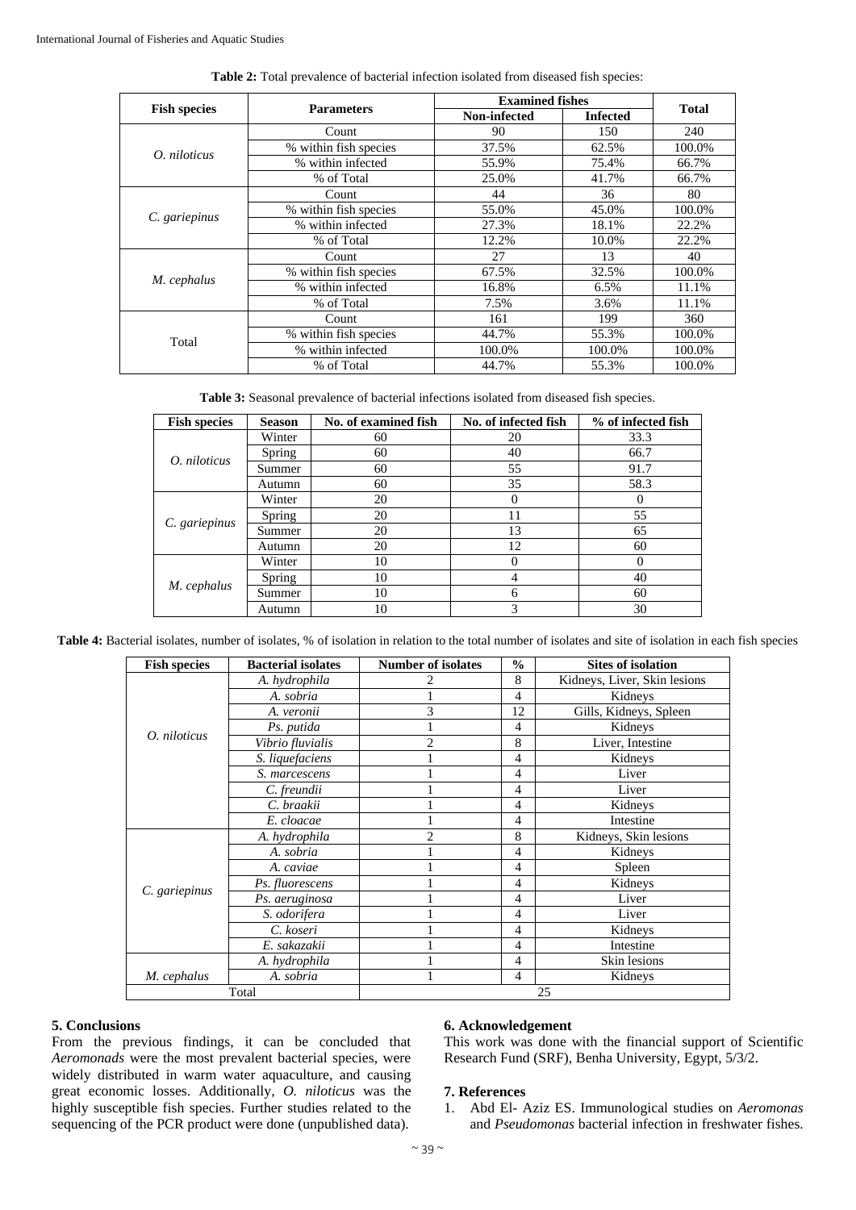**Table 2:** Total prevalence of bacterial infection isolated from diseased fish species:

| Fish species | Parameters | Examined fishes | | Total |
|---|---|---|---|---|
| | | Non-infected | Infected | |
| *O. niloticus* | Count | 90 | 150 | 240 |
| | % within fish species | 37.5% | 62.5% | 100.0% |
| | % within infected | 55.9% | 75.4% | 66.7% |
| | % of Total | 25.0% | 41.7% | 66.7% |
| *C. gariepinus* | Count | 44 | 36 | 80 |
| | % within fish species | 55.0% | 45.0% | 100.0% |
| | % within infected | 27.3% | 18.1% | 22.2% |
| | % of Total | 12.2% | 10.0% | 22.2% |
| *M. cephalus* | Count | 27 | 13 | 40 |
| | % within fish species | 67.5% | 32.5% | 100.0% |
| | % within infected | 16.8% | 6.5% | 11.1% |
| | % of Total | 7.5% | 3.6% | 11.1% |
| Total | Count | 161 | 199 | 360 |
| | % within fish species | 44.7% | 55.3% | 100.0% |
| | % within infected | 100.0% | 100.0% | 100.0% |
| | % of Total | 44.7% | 55.3% | 100.0% |

**Table 3:** Seasonal prevalence of bacterial infections isolated from diseased fish species.

| Fish species | Season | No. of examined fish | No. of infected fish | % of infected fish |
|---|---|---|---|---|
| *O. niloticus* | Winter | 60 | 20 | 33.3 |
| | Spring | 60 | 40 | 66.7 |
| | Summer | 60 | 55 | 91.7 |
| | Autumn | 60 | 35 | 58.3 |
| *C. gariepinus* | Winter | 20 | 0 | 0 |
| | Spring | 20 | 11 | 55 |
| | Summer | 20 | 13 | 65 |
| | Autumn | 20 | 12 | 60 |
| *M. cephalus* | Winter | 10 | 0 | 0 |
| | Spring | 10 | 4 | 40 |
| | Summer | 10 | 6 | 60 |
| | Autumn | 10 | 3 | 30 |

**Table 4:** Bacterial isolates, number of isolates, % of isolation in relation to the total number of isolates and site of isolation in each fish species

| Fish species | Bacterial isolates | Number of isolates | % | Sites of isolation |
|---|---|---|---|---|
| *O. niloticus* | *A. hydrophila* | 2 | 8 | Kidneys, Liver, Skin lesions |
| | *A. sobria* | 1 | 4 | Kidneys |
| | *A. veronii* | 3 | 12 | Gills, Kidneys, Spleen |
| | *Ps. putida* | 1 | 4 | Kidneys |
| | *Vibrio fluvialis* | 2 | 8 | Liver, Intestine |
| | *S. liquefaciens* | 1 | 4 | Kidneys |
| | *S. marcescens* | 1 | 4 | Liver |
| | *C. freundii* | 1 | 4 | Liver |
| | *C. braakii* | 1 | 4 | Kidneys |
| | *E. cloacae* | 1 | 4 | Intestine |
| *C. gariepinus* | *A. hydrophila* | 2 | 8 | Kidneys, Skin lesions |
| | *A. sobria* | 1 | 4 | Kidneys |
| | *A. caviae* | 1 | 4 | Spleen |
| | *Ps. fluorescens* | 1 | 4 | Kidneys |
| | *Ps. aeruginosa* | 1 | 4 | Liver |
| | *S. odorifera* | 1 | 4 | Liver |
| | *C. koseri* | 1 | 4 | Kidneys |
| | *E. sakazakii* | 1 | 4 | Intestine |
| *M. cephalus* | *A. hydrophila* | 1 | 4 | Skin lesions |
| | *A. sobria* | 1 | 4 | Kidneys |
| Total | | 25 | | |

## 5. Conclusions

From the previous findings, it can be concluded that *Aeromonads* were the most prevalent bacterial species, were widely distributed in warm water aquaculture, and causing great economic losses. Additionally, *O. niloticus* was the highly susceptible fish species. Further studies related to the sequencing of the PCR product were done (unpublished data).

## 6. Acknowledgement

This work was done with the financial support of Scientific Research Fund (SRF), Benha University, Egypt, 5/3/2.

## 7. References

1. Abd El- Aziz ES. Immunological studies on *Aeromonas* and *Pseudomonas* bacterial infection in freshwater fishes.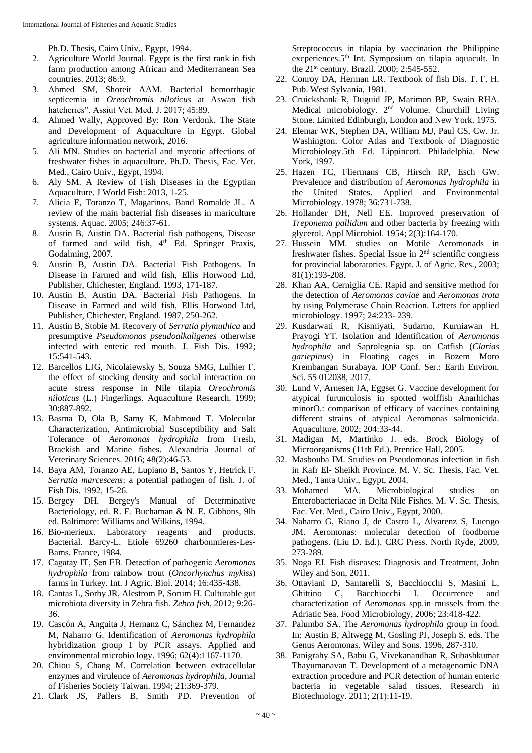Ph.D. Thesis, Cairo Univ., Egypt, 1994.

2. Agriculture World Journal. Egypt is the first rank in fish farm production among African and Mediterranean Sea countries. 2013; 86:9.
3. Ahmed SM, Shoreit AAM. Bacterial hemorrhagic septicemia in *Oreochromis niloticus* at Aswan fish hatcheries". Assiut Vet. Med. J. 2017; 45:89.
4. Ahmed Wally, Approved By: Ron Verdonk. The State and Development of Aquaculture in Egypt. Global agriculture information network, 2016.
5. Ali MN. Studies on bacterial and mycotic affections of freshwater fishes in aquaculture. Ph.D. Thesis, Fac. Vet. Med., Cairo Univ., Egypt, 1994.
6. Aly SM. A Review of Fish Diseases in the Egyptian Aquaculture. J World Fish: 2013, 1-25.
7. Alicia E, Toranzo T, Magarinos, Band Romalde JL. A review of the main bacterial fish diseases in mariculture systems. Aquac. 2005; 246:37-61.
8. Austin B, Austin DA. Bacterial fish pathogens, Disease of farmed and wild fish, 4th Ed. Springer Praxis, Godalming, 2007.
9. Austin B, Austin DA. Bacterial Fish Pathogens. In Disease in Farmed and wild fish, Ellis Horwood Ltd, Publisher, Chichester, England. 1993, 171-187.
10. Austin B, Austin DA. Bacterial Fish Pathogens. In Disease in Farmed and wild fish, Ellis Horwood Ltd, Publisher, Chichester, England. 1987, 250-262.
11. Austin B, Stobie M. Recovery of *Serratia plymuthica* and presumptive *Pseudomonas pseudoalkaligenes* otherwise infected with enteric red mouth. J. Fish Dis. 1992; 15:541-543.
12. Barcellos LJG, Nicolaiewsky S, Souza SMG, Lulhier F. the effect of stocking density and social interaction on acute stress response in Nile tilapia *Oreochromis niloticus* (L.) Fingerlings. Aquaculture Research. 1999; 30:887-892.
13. Basma D, Ola B, Samy K, Mahmoud T. Molecular Characterization, Antimicrobial Susceptibility and Salt Tolerance of *Aeromonas hydrophila* from Fresh, Brackish and Marine fishes. Alexandria Journal of Veterinary Sciences. 2016; 48(2):46-53.
14. Baya AM, Toranzo AE, Lupiano B, Santos Y, Hetrick F. *Serratia marcescens*: a potential pathogen of fish. J. of Fish Dis. 1992, 15-26.
15. Bergey DH. Bergey's Manual of Determinative Bacteriology, ed. R. E. Buchaman & N. E. Gibbons, 9lh ed. Baltimore: Williams and Wilkins, 1994.
16. Bio-merieux. Laboratory reagents and products. Bacterial. Barcy-L. Etiole 69260 charbonmieres-Les-Bams. France, 1984.
17. Cagatay IT, Şen EB. Detection of pathogenic *Aeromonas hydrophila* from rainbow trout (*Oncorhynchus mykiss*) farms in Turkey. Int. J Agric. Biol. 2014; 16:435-438.
18. Cantas L, Sorby JR, Alestrom P, Sorum H. Culturable gut microbiota diversity in Zebra fish. *Zebra fish*, 2012; 9:26-36.
19. Cascón A, Anguita J, Hernanz C, Sánchez M, Fernandez M, Naharro G. Identification of *Aeromonas hydrophila* hybridization group 1 by PCR assays. Applied and environmental microbio logy. 1996; 62(4):1167-1170.
20. Chiou S, Chang M. Correlation between extracellular enzymes and virulence of *Aeromonas hydrophila*, Journal of Fisheries Society Taiwan. 1994; 21:369-379.
21. Clark JS, Pallers B, Smith PD. Prevention of Streptococcus in tilapia by vaccination the Philippine excperiences.5th Int. Symposium on tilapia aquacult. In the 21st century. Brazil. 2000; 2:545-552.
22. Conroy DA, Herman LR. Textbook of fish Dis. T. F. H. Pub. West Sylvania, 1981.
23. Cruickshank R, Duguid JP, Marimon BP, Swain RHA. Medical microbiology. 2nd Volume. Churchill Living Stone. Limited Edinburgh, London and New York. 1975.
24. Elemar WK, Stephen DA, William MJ, Paul CS, Cw. Jr. Washington. Color Atlas and Textbook of Diagnostic Microbiology.5th Ed. Lippincott. Philadelphia. New York, 1997.
25. Hazen TC, Fliermans CB, Hirsch RP, Esch GW. Prevalence and distribution of *Aeromonas hydrophila* in the United States. Applied and Environmental Microbiology. 1978; 36:731-738.
26. Hollander DH, Nell EE. Improved preservation of *Treponema pallidum* and other bacteria by freezing with glycerol. Appl Microbiol. 1954; 2(3):164-170.
27. Hussein MM. studies on Motile Aeromonads in freshwater fishes. Special Issue in 2nd scientific congress for provincial laboratories. Egypt. J. of Agric. Res., 2003; 81(1):193-208.
28. Khan AA, Cerniglia CE. Rapid and sensitive method for the detection of *Aeromonas caviae* and *Aeromonas trota* by using Polymerase Chain Reaction. Letters for applied microbiology. 1997; 24:233- 239.
29. Kusdarwati R, Kismiyati, Sudarno, Kurniawan H, Prayogi YT. Isolation and Identification of *Aeromonas hydrophila* and Saprolegnia sp. on Catfish (*Clarias gariepinus*) in Floating cages in Bozem Moro Krembangan Surabaya. IOP Conf. Ser.: Earth Environ. Sci. 55 012038, 2017.
30. Lund V, Arnesen JA, Eggset G. Vaccine development for atypical furunculosis in spotted wolffish Anarhichas minorO.: comparison of efficacy of vaccines containing different strains of atypical Aeromonas salmonicida. Aquaculture. 2002; 204:33-44.
31. Madigan M, Martinko J. eds. Brock Biology of Microorganisms (11th Ed.). Prentice Hall, 2005.
32. Masbouba IM. Studies on Pseudomonas infection in fish in Kafr El- Sheikh Province. M. V. Sc. Thesis, Fac. Vet. Med., Tanta Univ., Egypt, 2004.
33. Mohamed MA. Microbiological studies on Enterobacteriacae in Delta Nile Fishes. M. V. Sc. Thesis, Fac. Vet. Med., Cairo Univ., Egypt, 2000.
34. Naharro G, Riano J, de Castro L, Alvarenz S, Luengo JM. Aeromonas: molecular detection of foodborne pathogens. (Liu D. Ed.). CRC Press. North Ryde, 2009, 273-289.
35. Noga EJ. Fish diseases: Diagnosis and Treatment, John Wiley and Son, 2011.
36. Ottaviani D, Santarelli S, Bacchiocchi S, Masini L, Ghittino C, Bacchiocchi I. Occurrence and characterization of *Aeromonas* spp.in mussels from the Adriatic Sea. Food Microbiology, 2006; 23:418-422.
37. Palumbo SA. The *Aeromonas hydrophila* group in food. In: Austin B, Altwegg M, Gosling PJ, Joseph S. eds. The Genus Aeromonas. Wiley and Sons. 1996, 287-310.
38. Panigrahy SA, Babu G, Vivekanandhan R, Subashkumar Thayumanavan T. Development of a metagenomic DNA extraction procedure and PCR detection of human enteric bacteria in vegetable salad tissues. Research in Biotechnology. 2011; 2(1):11-19.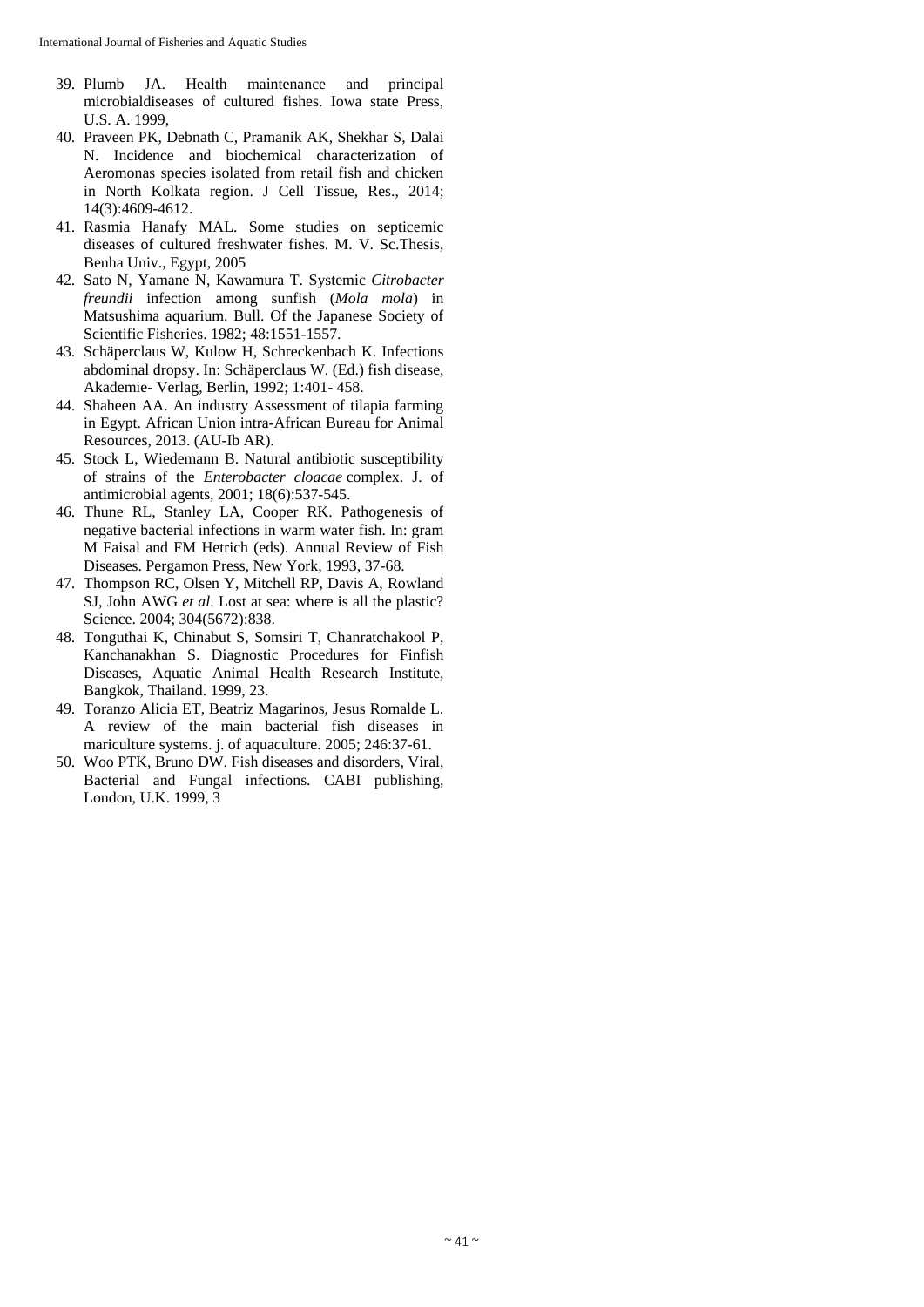39. Plumb JA. Health maintenance and principal microbialdiseases of cultured fishes. Iowa state Press, U.S. A. 1999,
40. Praveen PK, Debnath C, Pramanik AK, Shekhar S, Dalai N. Incidence and biochemical characterization of Aeromonas species isolated from retail fish and chicken in North Kolkata region. J Cell Tissue, Res., 2014; 14(3):4609-4612.
41. Rasmia Hanafy MAL. Some studies on septicemic diseases of cultured freshwater fishes. M. V. Sc.Thesis, Benha Univ., Egypt, 2005
42. Sato N, Yamane N, Kawamura T. Systemic *Citrobacter freundii* infection among sunfish (*Mola mola*) in Matsushima aquarium. Bull. Of the Japanese Society of Scientific Fisheries. 1982; 48:1551-1557.
43. Schäperclaus W, Kulow H, Schreckenbach K. Infections abdominal dropsy. In: Schäperclaus W. (Ed.) fish disease, Akademie- Verlag, Berlin, 1992; 1:401- 458.
44. Shaheen AA. An industry Assessment of tilapia farming in Egypt. African Union intra-African Bureau for Animal Resources, 2013. (AU-Ib AR).
45. Stock L, Wiedemann B. Natural antibiotic susceptibility of strains of the *Enterobacter cloacae* complex. J. of antimicrobial agents, 2001; 18(6):537-545.
46. Thune RL, Stanley LA, Cooper RK. Pathogenesis of negative bacterial infections in warm water fish. In: gram M Faisal and FM Hetrich (eds). Annual Review of Fish Diseases. Pergamon Press, New York, 1993, 37-68.
47. Thompson RC, Olsen Y, Mitchell RP, Davis A, Rowland SJ, John AWG *et al*. Lost at sea: where is all the plastic? Science. 2004; 304(5672):838.
48. Tonguthai K, Chinabut S, Somsiri T, Chanratchakool P, Kanchanakhan S. Diagnostic Procedures for Finfish Diseases, Aquatic Animal Health Research Institute, Bangkok, Thailand. 1999, 23.
49. Toranzo Alicia ET, Beatriz Magarinos, Jesus Romalde L. A review of the main bacterial fish diseases in mariculture systems. j. of aquaculture. 2005; 246:37-61.
50. Woo PTK, Bruno DW. Fish diseases and disorders, Viral, Bacterial and Fungal infections. CABI publishing, London, U.K. 1999, 3